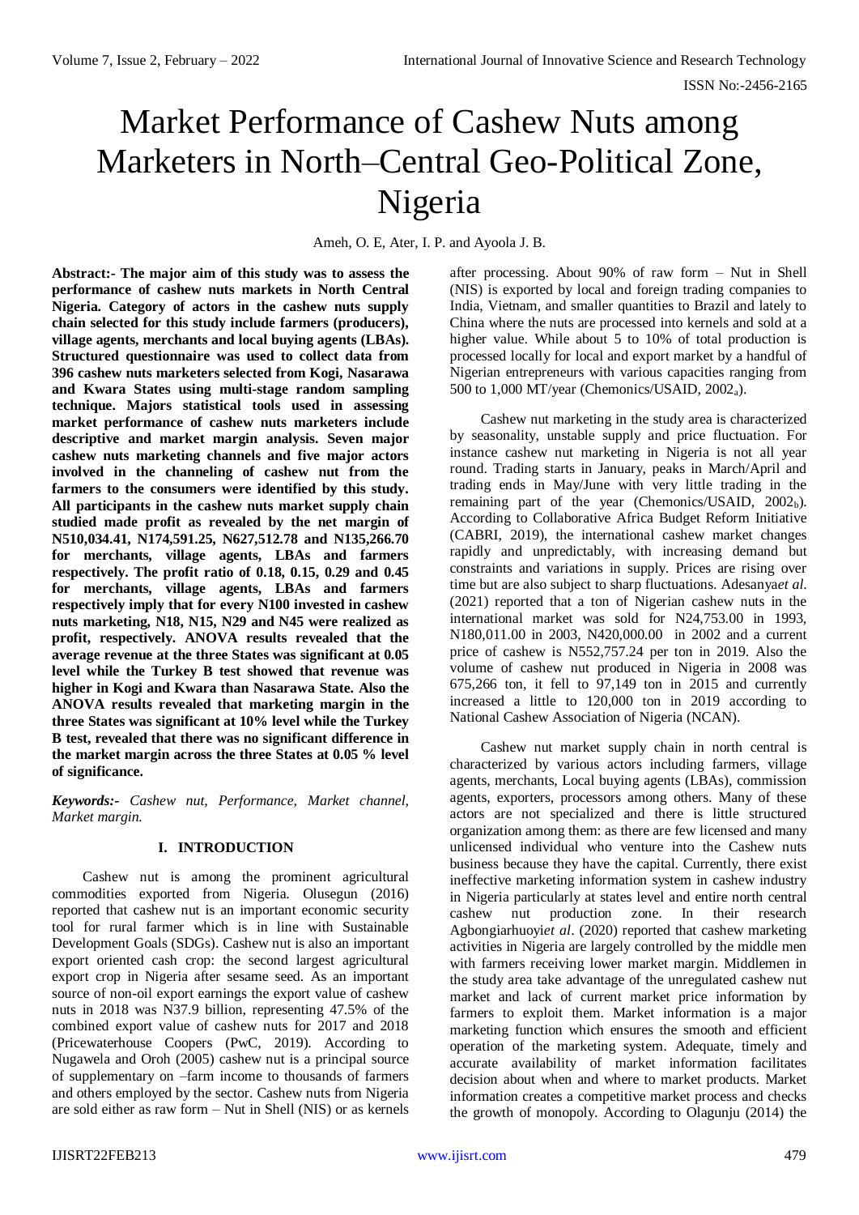# Market Performance of Cashew Nuts among Marketers in North–Central Geo-Political Zone, Nigeria

Ameh, O. E, Ater, I. P. and Ayoola J. B.

**Abstract:- The major aim of this study was to assess the performance of cashew nuts markets in North Central Nigeria. Category of actors in the cashew nuts supply chain selected for this study include farmers (producers), village agents, merchants and local buying agents (LBAs). Structured questionnaire was used to collect data from 396 cashew nuts marketers selected from Kogi, Nasarawa and Kwara States using multi-stage random sampling technique. Majors statistical tools used in assessing market performance of cashew nuts marketers include descriptive and market margin analysis. Seven major cashew nuts marketing channels and five major actors involved in the channeling of cashew nut from the farmers to the consumers were identified by this study. All participants in the cashew nuts market supply chain studied made profit as revealed by the net margin of N510,034.41, N174,591.25, N627,512.78 and N135,266.70 for merchants, village agents, LBAs and farmers respectively. The profit ratio of 0.18, 0.15, 0.29 and 0.45 for merchants, village agents, LBAs and farmers respectively imply that for every N100 invested in cashew nuts marketing, N18, N15, N29 and N45 were realized as profit, respectively. ANOVA results revealed that the average revenue at the three States was significant at 0.05 level while the Turkey B test showed that revenue was higher in Kogi and Kwara than Nasarawa State. Also the ANOVA results revealed that marketing margin in the three States was significant at 10% level while the Turkey B test, revealed that there was no significant difference in the market margin across the three States at 0.05 % level of significance.**

***Keywords:-*** *Cashew nut, Performance, Market channel, Market margin.*

## I. INTRODUCTION

Cashew nut is among the prominent agricultural commodities exported from Nigeria. Olusegun (2016) reported that cashew nut is an important economic security tool for rural farmer which is in line with Sustainable Development Goals (SDGs). Cashew nut is also an important export oriented cash crop: the second largest agricultural export crop in Nigeria after sesame seed. As an important source of non-oil export earnings the export value of cashew nuts in 2018 was N37.9 billion, representing 47.5% of the combined export value of cashew nuts for 2017 and 2018 (Pricewaterhouse Coopers (PwC, 2019). According to Nugawela and Oroh (2005) cashew nut is a principal source of supplementary on –farm income to thousands of farmers and others employed by the sector. Cashew nuts from Nigeria are sold either as raw form – Nut in Shell (NIS) or as kernels after processing. About 90% of raw form – Nut in Shell (NIS) is exported by local and foreign trading companies to India, Vietnam, and smaller quantities to Brazil and lately to China where the nuts are processed into kernels and sold at a higher value. While about 5 to 10% of total production is processed locally for local and export market by a handful of Nigerian entrepreneurs with various capacities ranging from 500 to 1,000 MT/year (Chemonics/USAID, $2002_a$).

Cashew nut marketing in the study area is characterized by seasonality, unstable supply and price fluctuation. For instance cashew nut marketing in Nigeria is not all year round. Trading starts in January, peaks in March/April and trading ends in May/June with very little trading in the remaining part of the year (Chemonics/USAID, $2002_b$). According to Collaborative Africa Budget Reform Initiative (CABRI, 2019), the international cashew market changes rapidly and unpredictably, with increasing demand but constraints and variations in supply. Prices are rising over time but are also subject to sharp fluctuations. Adesanya*et al.* (2021) reported that a ton of Nigerian cashew nuts in the international market was sold for N24,753.00 in 1993, N180,011.00 in 2003, N420,000.00 in 2002 and a current price of cashew is N552,757.24 per ton in 2019. Also the volume of cashew nut produced in Nigeria in 2008 was 675,266 ton, it fell to 97,149 ton in 2015 and currently increased a little to 120,000 ton in 2019 according to National Cashew Association of Nigeria (NCAN).

Cashew nut market supply chain in north central is characterized by various actors including farmers, village agents, merchants, Local buying agents (LBAs), commission agents, exporters, processors among others. Many of these actors are not specialized and there is little structured organization among them: as there are few licensed and many unlicensed individual who venture into the Cashew nuts business because they have the capital. Currently, there exist ineffective marketing information system in cashew industry in Nigeria particularly at states level and entire north central cashew nut production zone. In their research Agbongiarhuoyi*et al*. (2020) reported that cashew marketing activities in Nigeria are largely controlled by the middle men with farmers receiving lower market margin. Middlemen in the study area take advantage of the unregulated cashew nut market and lack of current market price information by farmers to exploit them. Market information is a major marketing function which ensures the smooth and efficient operation of the marketing system. Adequate, timely and accurate availability of market information facilitates decision about when and where to market products. Market information creates a competitive market process and checks the growth of monopoly. According to Olagunju (2014) the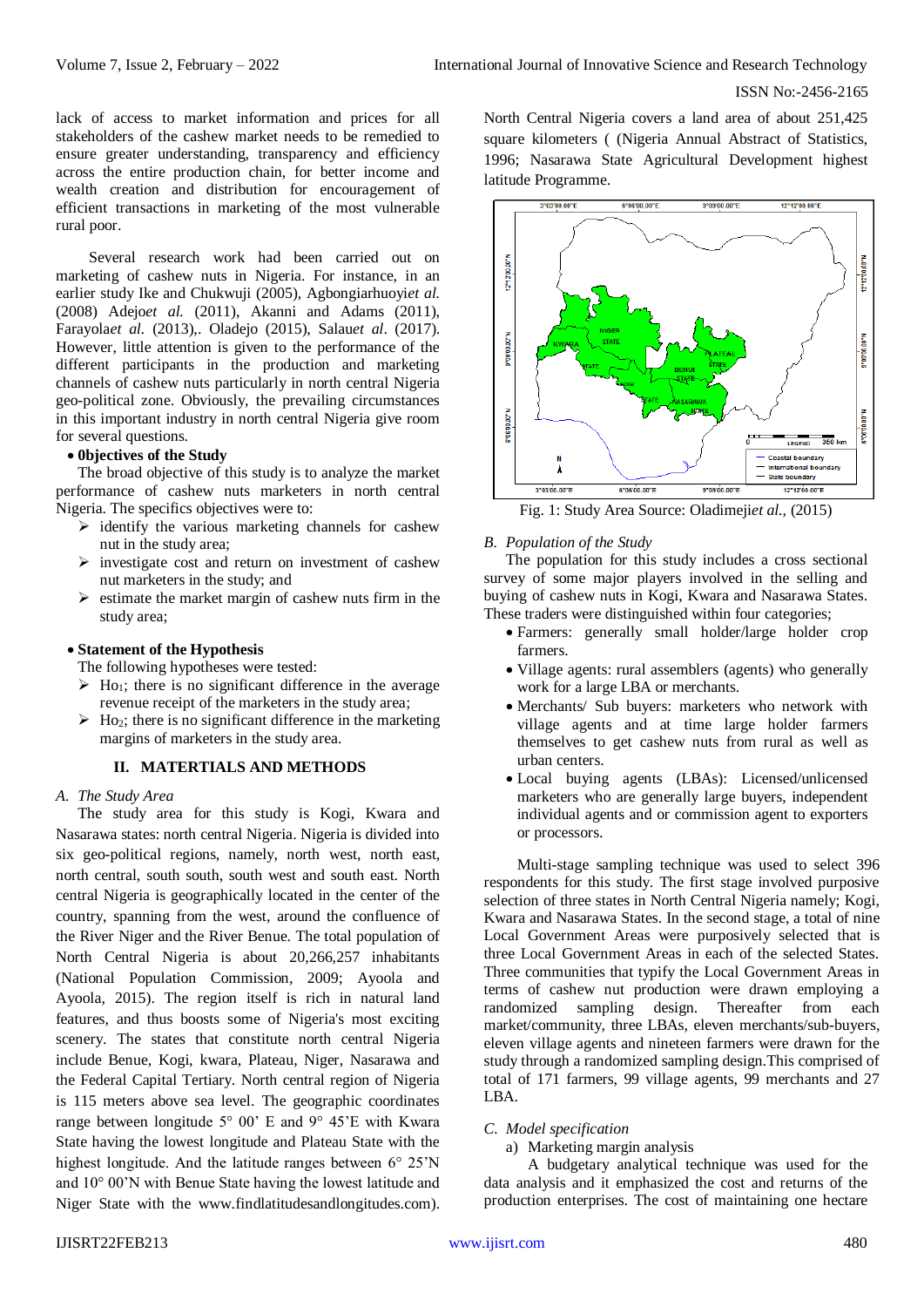lack of access to market information and prices for all stakeholders of the cashew market needs to be remedied to ensure greater understanding, transparency and efficiency across the entire production chain, for better income and wealth creation and distribution for encouragement of efficient transactions in marketing of the most vulnerable rural poor.

Several research work had been carried out on marketing of cashew nuts in Nigeria. For instance, in an earlier study Ike and Chukwuji (2005), Agbongiarhuoyi*et al.* (2008) Adejo*et al.* (2011), Akanni and Adams (2011), Farayola*et al*. (2013),. Oladejo (2015), Salau*et al*. (2017). However, little attention is given to the performance of the different participants in the production and marketing channels of cashew nuts particularly in north central Nigeria geo-political zone. Obviously, the prevailing circumstances in this important industry in north central Nigeria give room for several questions.

- **0bjectives of the Study**

The broad objective of this study is to analyze the market performance of cashew nuts marketers in north central Nigeria. The specifics objectives were to:

- identify the various marketing channels for cashew nut in the study area;
- investigate cost and return on investment of cashew nut marketers in the study; and
- estimate the market margin of cashew nuts firm in the study area;

- **Statement of the Hypothesis**

The following hypotheses were tested:

- $Ho_1$; there is no significant difference in the average revenue receipt of the marketers in the study area;
- $Ho_2$; there is no significant difference in the marketing margins of marketers in the study area.

## II. MATERTIALS AND METHODS

### *A. The Study Area*

The study area for this study is Kogi, Kwara and Nasarawa states: north central Nigeria. Nigeria is divided into six geo-political regions, namely, north west, north east, north central, south south, south west and south east. North central Nigeria is geographically located in the center of the country, spanning from the west, around the confluence of the River Niger and the River Benue. The total population of North Central Nigeria is about 20,266,257 inhabitants (National Population Commission, 2009; Ayoola and Ayoola, 2015). The region itself is rich in natural land features, and thus boosts some of Nigeria's most exciting scenery. The states that constitute north central Nigeria include Benue, Kogi, kwara, Plateau, Niger, Nasarawa and the Federal Capital Tertiary. North central region of Nigeria is 115 meters above sea level. The geographic coordinates range between longitude 5° 00' E and 9° 45'E with Kwara State having the lowest longitude and Plateau State with the highest longitude. And the latitude ranges between 6° 25'N and 10° 00'N with Benue State having the lowest latitude and Niger State with the www.findlatitudesandlongitudes.com). North Central Nigeria covers a land area of about 251,425 square kilometers ( (Nigeria Annual Abstract of Statistics, 1996; Nasarawa State Agricultural Development highest latitude Programme.

Fig. 1: Study Area Source: Oladimeji*et al.,* (2015)

### *B. Population of the Study*

The population for this study includes a cross sectional survey of some major players involved in the selling and buying of cashew nuts in Kogi, Kwara and Nasarawa States. These traders were distinguished within four categories;

- Farmers: generally small holder/large holder crop farmers.
- Village agents: rural assemblers (agents) who generally work for a large LBA or merchants.
- Merchants/ Sub buyers: marketers who network with village agents and at time large holder farmers themselves to get cashew nuts from rural as well as urban centers.
- Local buying agents (LBAs): Licensed/unlicensed marketers who are generally large buyers, independent individual agents and or commission agent to exporters or processors.

Multi-stage sampling technique was used to select 396 respondents for this study. The first stage involved purposive selection of three states in North Central Nigeria namely; Kogi, Kwara and Nasarawa States. In the second stage, a total of nine Local Government Areas were purposively selected that is three Local Government Areas in each of the selected States. Three communities that typify the Local Government Areas in terms of cashew nut production were drawn employing a randomized sampling design. Thereafter from each market/community, three LBAs, eleven merchants/sub-buyers, eleven village agents and nineteen farmers were drawn for the study through a randomized sampling design.This comprised of total of 171 farmers, 99 village agents, 99 merchants and 27 LBA.

### *C. Model specification*

a) Marketing margin analysis

A budgetary analytical technique was used for the data analysis and it emphasized the cost and returns of the production enterprises. The cost of maintaining one hectare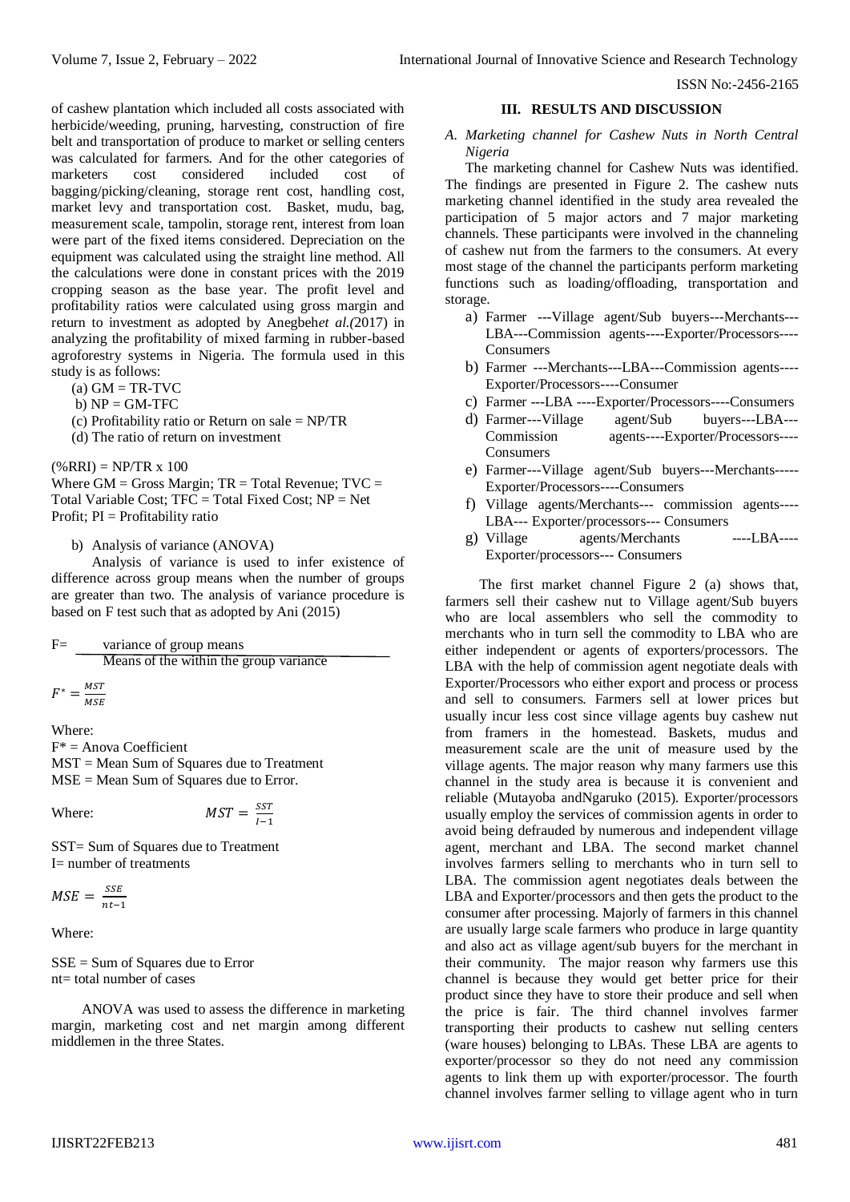of cashew plantation which included all costs associated with herbicide/weeding, pruning, harvesting, construction of fire belt and transportation of produce to market or selling centers was calculated for farmers. And for the other categories of marketers cost considered included cost of bagging/picking/cleaning, storage rent cost, handling cost, market levy and transportation cost. Basket, mudu, bag, measurement scale, tampolin, storage rent, interest from loan were part of the fixed items considered. Depreciation on the equipment was calculated using the straight line method. All the calculations were done in constant prices with the 2019 cropping season as the base year. The profit level and profitability ratios were calculated using gross margin and return to investment as adopted by Anegbeh*et al.*(2017) in analyzing the profitability of mixed farming in rubber-based agroforestry systems in Nigeria. The formula used in this study is as follows:

(a) GM = TR-TVC

b) NP = GM-TFC

(c) Profitability ratio or Return on sale = NP/TR

(d) The ratio of return on investment

(%RRI) = NP/TR x 100

Where GM = Gross Margin; TR = Total Revenue; TVC = Total Variable Cost; TFC = Total Fixed Cost; NP = Net Profit; PI = Profitability ratio

b) Analysis of variance (ANOVA)

Analysis of variance is used to infer existence of difference across group means when the number of groups are greater than two. The analysis of variance procedure is based on F test such that as adopted by Ani (2015)

$$F = \frac{\text{variance of group means}}{\text{Means of the within the group variance}}$$

$$F^* = \frac{MST}{MSE}$$

Where:

F* = Anova Coefficient

MST = Mean Sum of Squares due to Treatment

MSE = Mean Sum of Squares due to Error.

Where: $$MST = \frac{SST}{I-1}$$

SST= Sum of Squares due to Treatment

I= number of treatments

$$MSE = \frac{SSE}{nt-1}$$

Where:

SSE = Sum of Squares due to Error

nt= total number of cases

ANOVA was used to assess the difference in marketing margin, marketing cost and net margin among different middlemen in the three States.

## III. RESULTS AND DISCUSSION

### *A. Marketing channel for Cashew Nuts in North Central Nigeria*

The marketing channel for Cashew Nuts was identified. The findings are presented in Figure 2. The cashew nuts marketing channel identified in the study area revealed the participation of 5 major actors and 7 major marketing channels. These participants were involved in the channeling of cashew nut from the farmers to the consumers. At every most stage of the channel the participants perform marketing functions such as loading/offloading, transportation and storage.

a) Farmer ---Village agent/Sub buyers---Merchants---LBA---Commission agents----Exporter/Processors----Consumers

b) Farmer ---Merchants---LBA---Commission agents----Exporter/Processors----Consumer

c) Farmer ---LBA ----Exporter/Processors----Consumers

d) Farmer---Village agent/Sub buyers---LBA---Commission agents----Exporter/Processors----Consumers

e) Farmer---Village agent/Sub buyers---Merchants-----Exporter/Processors----Consumers

f) Village agents/Merchants--- commission agents----LBA--- Exporter/processors--- Consumers

g) Village agents/Merchants ----LBA----Exporter/processors--- Consumers

The first market channel Figure 2 (a) shows that, farmers sell their cashew nut to Village agent/Sub buyers who are local assemblers who sell the commodity to merchants who in turn sell the commodity to LBA who are either independent or agents of exporters/processors. The LBA with the help of commission agent negotiate deals with Exporter/Processors who either export and process or process and sell to consumers. Farmers sell at lower prices but usually incur less cost since village agents buy cashew nut from framers in the homestead. Baskets, mudus and measurement scale are the unit of measure used by the village agents. The major reason why many farmers use this channel in the study area is because it is convenient and reliable (Mutayoba andNgaruko (2015). Exporter/processors usually employ the services of commission agents in order to avoid being defrauded by numerous and independent village agent, merchant and LBA. The second market channel involves farmers selling to merchants who in turn sell to LBA. The commission agent negotiates deals between the LBA and Exporter/processors and then gets the product to the consumer after processing. Majorly of farmers in this channel are usually large scale farmers who produce in large quantity and also act as village agent/sub buyers for the merchant in their community. The major reason why farmers use this channel is because they would get better price for their product since they have to store their produce and sell when the price is fair. The third channel involves farmer transporting their products to cashew nut selling centers (ware houses) belonging to LBAs. These LBA are agents to exporter/processor so they do not need any commission agents to link them up with exporter/processor. The fourth channel involves farmer selling to village agent who in turn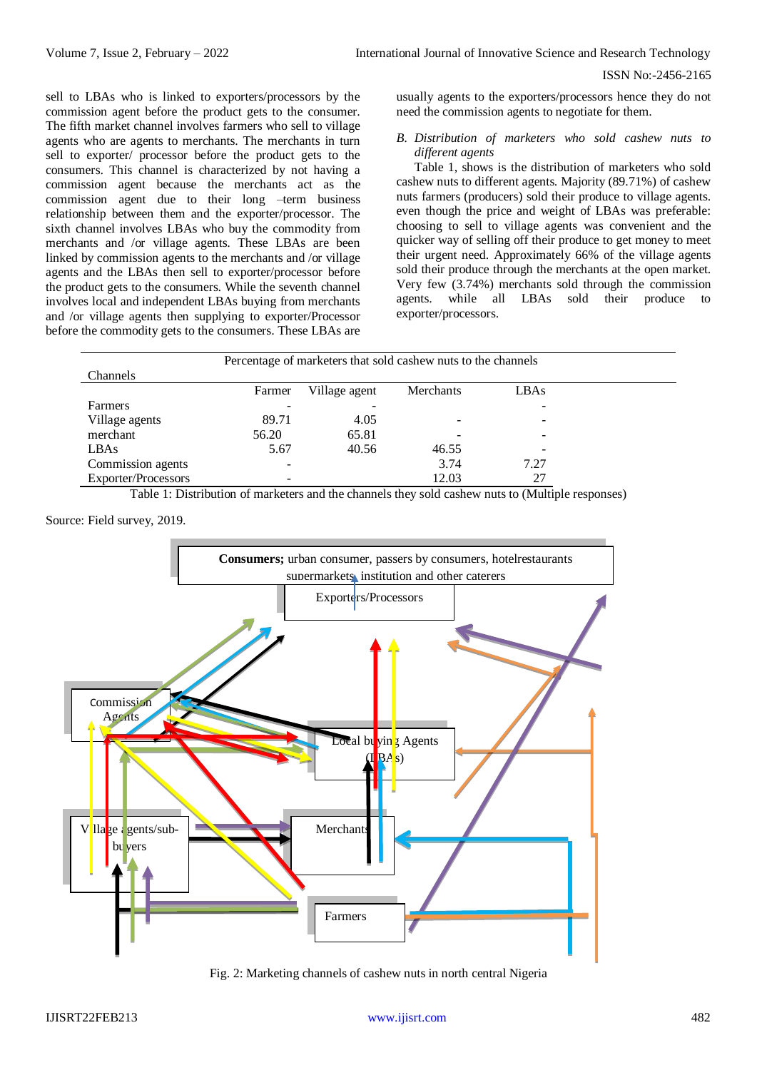sell to LBAs who is linked to exporters/processors by the commission agent before the product gets to the consumer. The fifth market channel involves farmers who sell to village agents who are agents to merchants. The merchants in turn sell to exporter/ processor before the product gets to the consumers. This channel is characterized by not having a commission agent because the merchants act as the commission agent due to their long –term business relationship between them and the exporter/processor. The sixth channel involves LBAs who buy the commodity from merchants and /or village agents. These LBAs are been linked by commission agents to the merchants and /or village agents and the LBAs then sell to exporter/processor before the product gets to the consumers. While the seventh channel involves local and independent LBAs buying from merchants and /or village agents then supplying to exporter/Processor before the commodity gets to the consumers. These LBAs are usually agents to the exporters/processors hence they do not need the commission agents to negotiate for them.

### *B. Distribution of marketers who sold cashew nuts to different agents*

Table 1, shows is the distribution of marketers who sold cashew nuts to different agents. Majority (89.71%) of cashew nuts farmers (producers) sold their produce to village agents. even though the price and weight of LBAs was preferable: choosing to sell to village agents was convenient and the quicker way of selling off their produce to get money to meet their urgent need. Approximately 66% of the village agents sold their produce through the merchants at the open market. Very few (3.74%) merchants sold through the commission agents. while all LBAs sold their produce to exporter/processors.

| Channels | Percentage of marketers that sold cashew nuts to the channels | | | |
|---|---|---|---|---|
| | Farmer | Village agent | Merchants | LBAs |
| Farmers | - | - | | - |
| Village agents | 89.71 | 4.05 | - | - |
| merchant | 56.20 | 65.81 | - | - |
| LBAs | 5.67 | 40.56 | 46.55 | - |
| Commission agents | - | | 3.74 | 7.27 |
| Exporter/Processors | - | | 12.03 | 27 |

Table 1: Distribution of marketers and the channels they sold cashew nuts to (Multiple responses)

Source: Field survey, 2019.

Fig. 2: Marketing channels of cashew nuts in north central Nigeria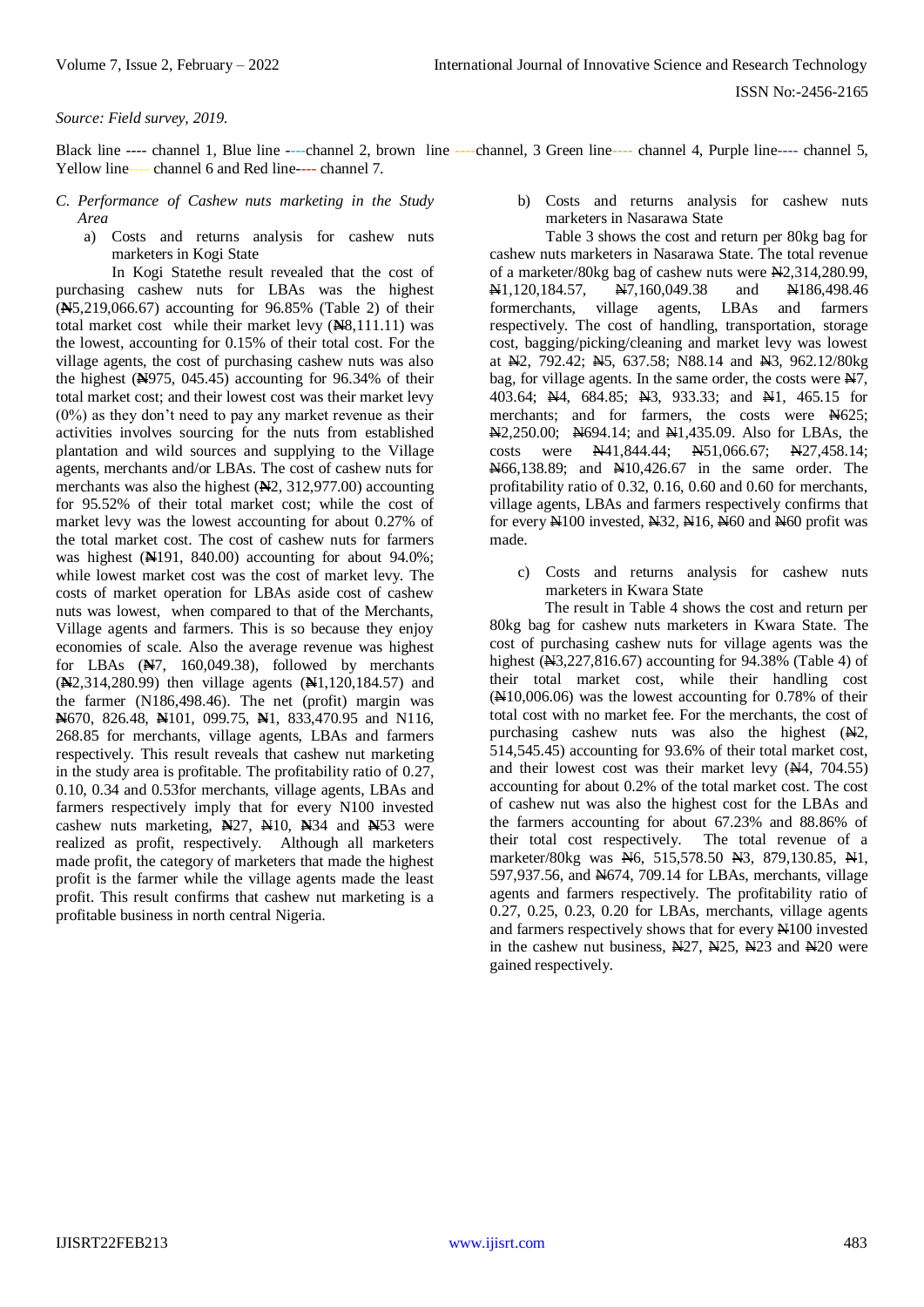*Source: Field survey, 2019.*

Black line ---- channel 1, Blue line ----channel 2, brown line ----channel, 3 Green line---- channel 4, Purple line---- channel 5, Yellow line---- channel 6 and Red line---- channel 7.

### C. *Performance of Cashew nuts marketing in the Study Area*

a) Costs and returns analysis for cashew nuts marketers in Kogi State

In Kogi Statethe result revealed that the cost of purchasing cashew nuts for LBAs was the highest (₦5,219,066.67) accounting for 96.85% (Table 2) of their total market cost while their market levy (₦8,111.11) was the lowest, accounting for 0.15% of their total cost. For the village agents, the cost of purchasing cashew nuts was also the highest (₦975, 045.45) accounting for 96.34% of their total market cost; and their lowest cost was their market levy (0%) as they don't need to pay any market revenue as their activities involves sourcing for the nuts from established plantation and wild sources and supplying to the Village agents, merchants and/or LBAs. The cost of cashew nuts for merchants was also the highest (₦2, 312,977.00) accounting for 95.52% of their total market cost; while the cost of market levy was the lowest accounting for about 0.27% of the total market cost. The cost of cashew nuts for farmers was highest (₦191, 840.00) accounting for about 94.0%; while lowest market cost was the cost of market levy. The costs of market operation for LBAs aside cost of cashew nuts was lowest, when compared to that of the Merchants, Village agents and farmers. This is so because they enjoy economies of scale. Also the average revenue was highest for LBAs (₦7, 160,049.38), followed by merchants (₦2,314,280.99) then village agents (₦1,120,184.57) and the farmer (N186,498.46). The net (profit) margin was ₦670, 826.48, ₦101, 099.75, ₦1, 833,470.95 and N116, 268.85 for merchants, village agents, LBAs and farmers respectively. This result reveals that cashew nut marketing in the study area is profitable. The profitability ratio of 0.27, 0.10, 0.34 and 0.53for merchants, village agents, LBAs and farmers respectively imply that for every N100 invested cashew nuts marketing, ₦27, ₦10, ₦34 and ₦53 were realized as profit, respectively. Although all marketers made profit, the category of marketers that made the highest profit is the farmer while the village agents made the least profit. This result confirms that cashew nut marketing is a profitable business in north central Nigeria.

b) Costs and returns analysis for cashew nuts marketers in Nasarawa State

Table 3 shows the cost and return per 80kg bag for cashew nuts marketers in Nasarawa State. The total revenue of a marketer/80kg bag of cashew nuts were ₦2,314,280.99, ₦1,120,184.57, ₦7,160,049.38 and ₦186,498.46 formerchants, village agents, LBAs and farmers respectively. The cost of handling, transportation, storage cost, bagging/picking/cleaning and market levy was lowest at ₦2, 792.42; ₦5, 637.58; N88.14 and ₦3, 962.12/80kg bag, for village agents. In the same order, the costs were ₦7, 403.64; ₦4, 684.85; ₦3, 933.33; and ₦1, 465.15 for merchants; and for farmers, the costs were ₦625; ₦2,250.00; ₦694.14; and ₦1,435.09. Also for LBAs, the costs were ₦41,844.44; ₦51,066.67; ₦27,458.14; ₦66,138.89; and ₦10,426.67 in the same order. The profitability ratio of 0.32, 0.16, 0.60 and 0.60 for merchants, village agents, LBAs and farmers respectively confirms that for every ₦100 invested, ₦32, ₦16, ₦60 and ₦60 profit was made.

c) Costs and returns analysis for cashew nuts marketers in Kwara State

The result in Table 4 shows the cost and return per 80kg bag for cashew nuts marketers in Kwara State. The cost of purchasing cashew nuts for village agents was the highest (₦3,227,816.67) accounting for 94.38% (Table 4) of their total market cost, while their handling cost (₦10,006.06) was the lowest accounting for 0.78% of their total cost with no market fee. For the merchants, the cost of purchasing cashew nuts was also the highest (₦2, 514,545.45) accounting for 93.6% of their total market cost, and their lowest cost was their market levy (₦4, 704.55) accounting for about 0.2% of the total market cost. The cost of cashew nut was also the highest cost for the LBAs and the farmers accounting for about 67.23% and 88.86% of their total cost respectively. The total revenue of a marketer/80kg was ₦6, 515,578.50 ₦3, 879,130.85, ₦1, 597,937.56, and ₦674, 709.14 for LBAs, merchants, village agents and farmers respectively. The profitability ratio of 0.27, 0.25, 0.23, 0.20 for LBAs, merchants, village agents and farmers respectively shows that for every ₦100 invested in the cashew nut business, ₦27, ₦25, ₦23 and ₦20 were gained respectively.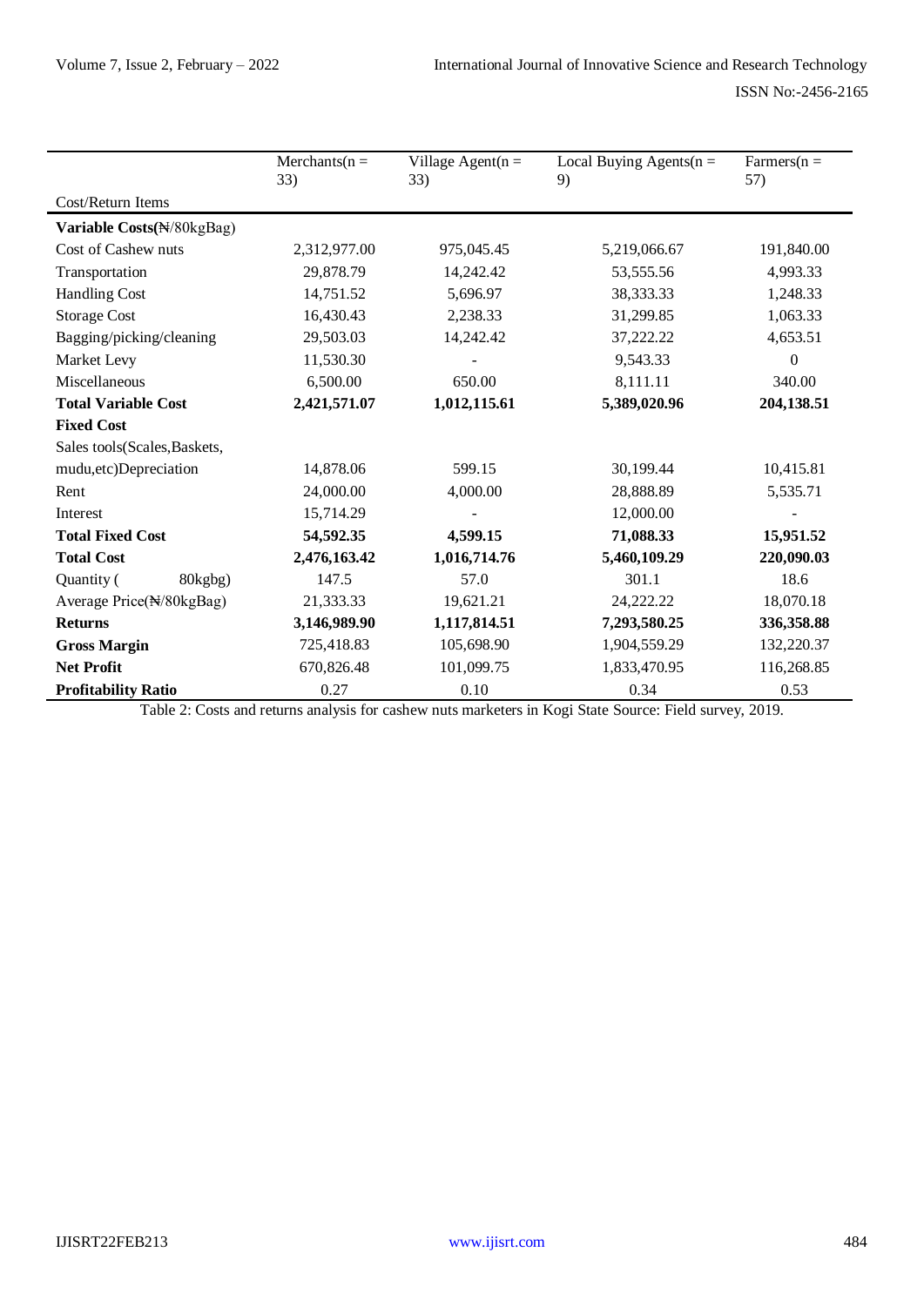| Cost/Return Items | Merchants(n = 33) | Village Agent(n = 33) | Local Buying Agents(n = 9) | Farmers(n = 57) |
|---|---|---|---|---|
| **Variable Costs(₦/80kgBag)** | | | | |
| Cost of Cashew nuts | 2,312,977.00 | 975,045.45 | 5,219,066.67 | 191,840.00 |
| Transportation | 29,878.79 | 14,242.42 | 53,555.56 | 4,993.33 |
| Handling Cost | 14,751.52 | 5,696.97 | 38,333.33 | 1,248.33 |
| Storage Cost | 16,430.43 | 2,238.33 | 31,299.85 | 1,063.33 |
| Bagging/picking/cleaning | 29,503.03 | 14,242.42 | 37,222.22 | 4,653.51 |
| Market Levy | 11,530.30 | - | 9,543.33 | 0 |
| Miscellaneous | 6,500.00 | 650.00 | 8,111.11 | 340.00 |
| **Total Variable Cost** | **2,421,571.07** | **1,012,115.61** | **5,389,020.96** | **204,138.51** |
| **Fixed Cost** | | | | |
| Sales tools(Scales,Baskets, mudu,etc)Depreciation | 14,878.06 | 599.15 | 30,199.44 | 10,415.81 |
| Rent | 24,000.00 | 4,000.00 | 28,888.89 | 5,535.71 |
| Interest | 15,714.29 | - | 12,000.00 | - |
| **Total Fixed Cost** | **54,592.35** | **4,599.15** | **71,088.33** | **15,951.52** |
| **Total Cost** | **2,476,163.42** | **1,016,714.76** | **5,460,109.29** | **220,090.03** |
| Quantity ( 80kgbg) | 147.5 | 57.0 | 301.1 | 18.6 |
| Average Price(₦/80kgBag) | 21,333.33 | 19,621.21 | 24,222.22 | 18,070.18 |
| **Returns** | **3,146,989.90** | **1,117,814.51** | **7,293,580.25** | **336,358.88** |
| **Gross Margin** | 725,418.83 | 105,698.90 | 1,904,559.29 | 132,220.37 |
| **Net Profit** | 670,826.48 | 101,099.75 | 1,833,470.95 | 116,268.85 |
| **Profitability Ratio** | 0.27 | 0.10 | 0.34 | 0.53 |

Table 2: Costs and returns analysis for cashew nuts marketers in Kogi State Source: Field survey, 2019.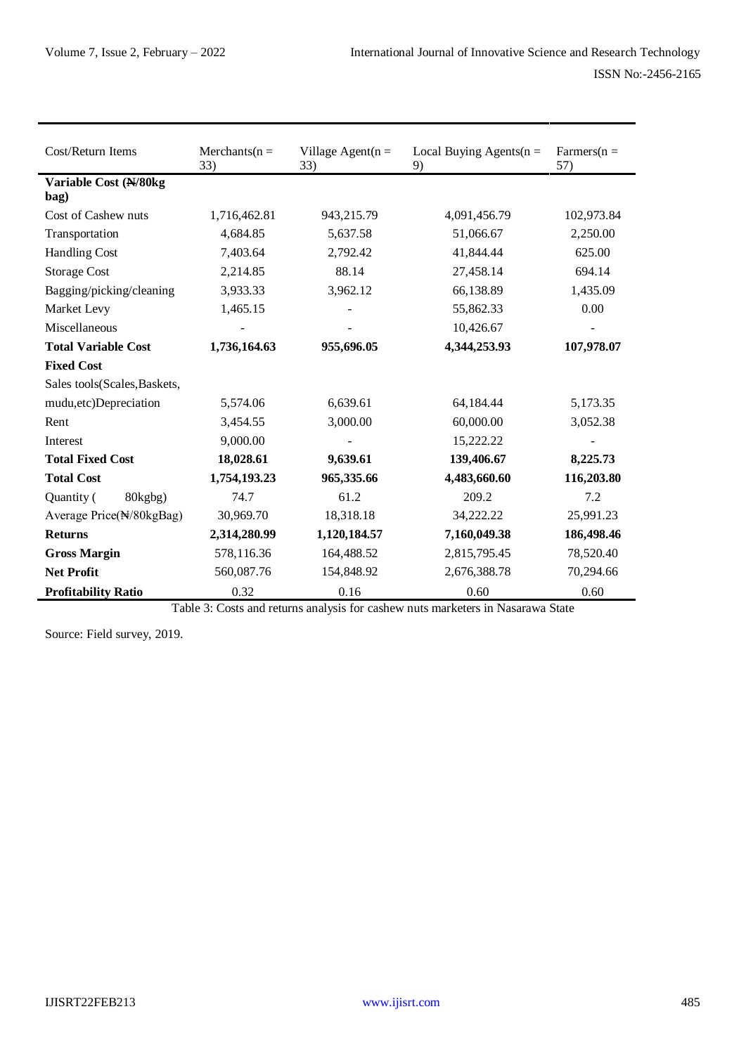| Cost/Return Items | Merchants(n = 33) | Village Agent(n = 33) | Local Buying Agents(n = 9) | Farmers(n = 57) |
|---|---|---|---|---|
| **Variable Cost (₦/80kg bag)** | | | | |
| Cost of Cashew nuts | 1,716,462.81 | 943,215.79 | 4,091,456.79 | 102,973.84 |
| Transportation | 4,684.85 | 5,637.58 | 51,066.67 | 2,250.00 |
| Handling Cost | 7,403.64 | 2,792.42 | 41,844.44 | 625.00 |
| Storage Cost | 2,214.85 | 88.14 | 27,458.14 | 694.14 |
| Bagging/picking/cleaning | 3,933.33 | 3,962.12 | 66,138.89 | 1,435.09 |
| Market Levy | 1,465.15 | - | 55,862.33 | 0.00 |
| Miscellaneous | - | - | 10,426.67 | - |
| **Total Variable Cost** | **1,736,164.63** | **955,696.05** | **4,344,253.93** | **107,978.07** |
| **Fixed Cost** | | | | |
| Sales tools(Scales,Baskets, mudu,etc)Depreciation | 5,574.06 | 6,639.61 | 64,184.44 | 5,173.35 |
| Rent | 3,454.55 | 3,000.00 | 60,000.00 | 3,052.38 |
| Interest | 9,000.00 | - | 15,222.22 | - |
| **Total Fixed Cost** | **18,028.61** | **9,639.61** | **139,406.67** | **8,225.73** |
| **Total Cost** | **1,754,193.23** | **965,335.66** | **4,483,660.60** | **116,203.80** |
| Quantity ( 80kgbg) | 74.7 | 61.2 | 209.2 | 7.2 |
| Average Price(₦/80kgBag) | 30,969.70 | 18,318.18 | 34,222.22 | 25,991.23 |
| **Returns** | **2,314,280.99** | **1,120,184.57** | **7,160,049.38** | **186,498.46** |
| **Gross Margin** | 578,116.36 | 164,488.52 | 2,815,795.45 | 78,520.40 |
| **Net Profit** | 560,087.76 | 154,848.92 | 2,676,388.78 | 70,294.66 |
| **Profitability Ratio** | 0.32 | 0.16 | 0.60 | 0.60 |

Table 3: Costs and returns analysis for cashew nuts marketers in Nasarawa State

Source: Field survey, 2019.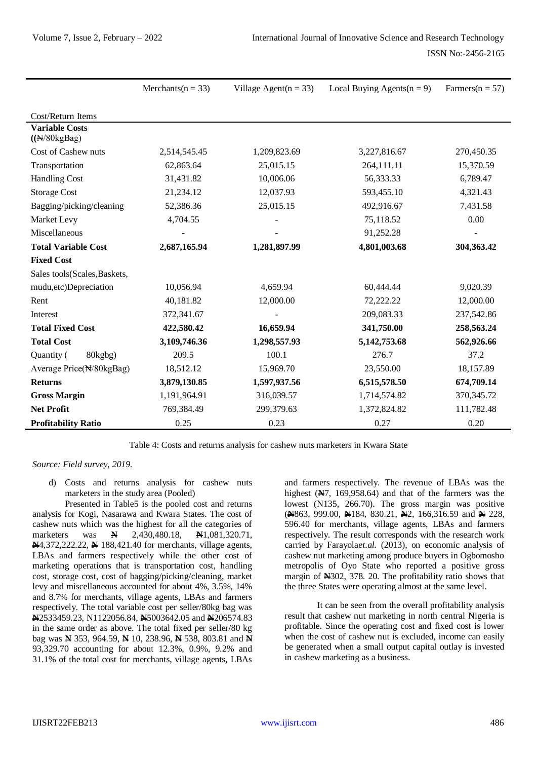| Cost/Return Items | Merchants(n = 33) | Village Agent(n = 33) | Local Buying Agents(n = 9) | Farmers(n = 57) |
|---|---|---|---|---|
| **Variable Costs ((₦/80kgBag)** | | | | |
| Cost of Cashew nuts | 2,514,545.45 | 1,209,823.69 | 3,227,816.67 | 270,450.35 |
| Transportation | 62,863.64 | 25,015.15 | 264,111.11 | 15,370.59 |
| Handling Cost | 31,431.82 | 10,006.06 | 56,333.33 | 6,789.47 |
| Storage Cost | 21,234.12 | 12,037.93 | 593,455.10 | 4,321.43 |
| Bagging/picking/cleaning | 52,386.36 | 25,015.15 | 492,916.67 | 7,431.58 |
| Market Levy | 4,704.55 | - | 75,118.52 | 0.00 |
| Miscellaneous | - | - | 91,252.28 | - |
| **Total Variable Cost** | **2,687,165.94** | **1,281,897.99** | **4,801,003.68** | **304,363.42** |
| **Fixed Cost** | | | | |
| Sales tools(Scales,Baskets, mudu,etc)Depreciation | 10,056.94 | 4,659.94 | 60,444.44 | 9,020.39 |
| Rent | 40,181.82 | 12,000.00 | 72,222.22 | 12,000.00 |
| Interest | 372,341.67 | - | 209,083.33 | 237,542.86 |
| **Total Fixed Cost** | **422,580.42** | **16,659.94** | **341,750.00** | **258,563.24** |
| **Total Cost** | **3,109,746.36** | **1,298,557.93** | **5,142,753.68** | **562,926.66** |
| Quantity ( 80kgbg) | 209.5 | 100.1 | 276.7 | 37.2 |
| Average Price(₦/80kgBag) | 18,512.12 | 15,969.70 | 23,550.00 | 18,157.89 |
| **Returns** | **3,879,130.85** | **1,597,937.56** | **6,515,578.50** | **674,709.14** |
| **Gross Margin** | 1,191,964.91 | 316,039.57 | 1,714,574.82 | 370,345.72 |
| **Net Profit** | 769,384.49 | 299,379.63 | 1,372,824.82 | 111,782.48 |
| **Profitability Ratio** | 0.25 | 0.23 | 0.27 | 0.20 |

Table 4: Costs and returns analysis for cashew nuts marketers in Kwara State

*Source: Field survey, 2019.*

d) Costs and returns analysis for cashew nuts marketers in the study area (Pooled)

Presented in Table5 is the pooled cost and returns analysis for Kogi, Nasarawa and Kwara States. The cost of cashew nuts which was the highest for all the categories of marketers was ₦ 2,430,480.18, ₦1,081,320.71, ₦4,372,222.22, ₦ 188,421.40 for merchants, village agents, LBAs and farmers respectively while the other cost of marketing operations that is transportation cost, handling cost, storage cost, cost of bagging/picking/cleaning, market levy and miscellaneous accounted for about 4%, 3.5%, 14% and 8.7% for merchants, village agents, LBAs and farmers respectively. The total variable cost per seller/80kg bag was ₦2533459.23, N1122056.84, ₦5003642.05 and ₦206574.83 in the same order as above. The total fixed per seller/80 kg bag was ₦ 353, 964.59, ₦ 10, 238.96, ₦ 538, 803.81 and ₦ 93,329.70 accounting for about 12.3%, 0.9%, 9.2% and 31.1% of the total cost for merchants, village agents, LBAs and farmers respectively. The revenue of LBAs was the highest (₦7, 169,958.64) and that of the farmers was the lowest (N135, 266.70). The gross margin was positive (₦863, 999.00, ₦184, 830.21, ₦2, 166,316.59 and ₦ 228, 596.40 for merchants, village agents, LBAs and farmers respectively. The result corresponds with the research work carried by Farayola*et.al.* (2013), on economic analysis of cashew nut marketing among produce buyers in Ogbomosho metropolis of Oyo State who reported a positive gross margin of ₦302, 378. 20. The profitability ratio shows that the three States were operating almost at the same level.

It can be seen from the overall profitability analysis result that cashew nut marketing in north central Nigeria is profitable. Since the operating cost and fixed cost is lower when the cost of cashew nut is excluded, income can easily be generated when a small output capital outlay is invested in cashew marketing as a business.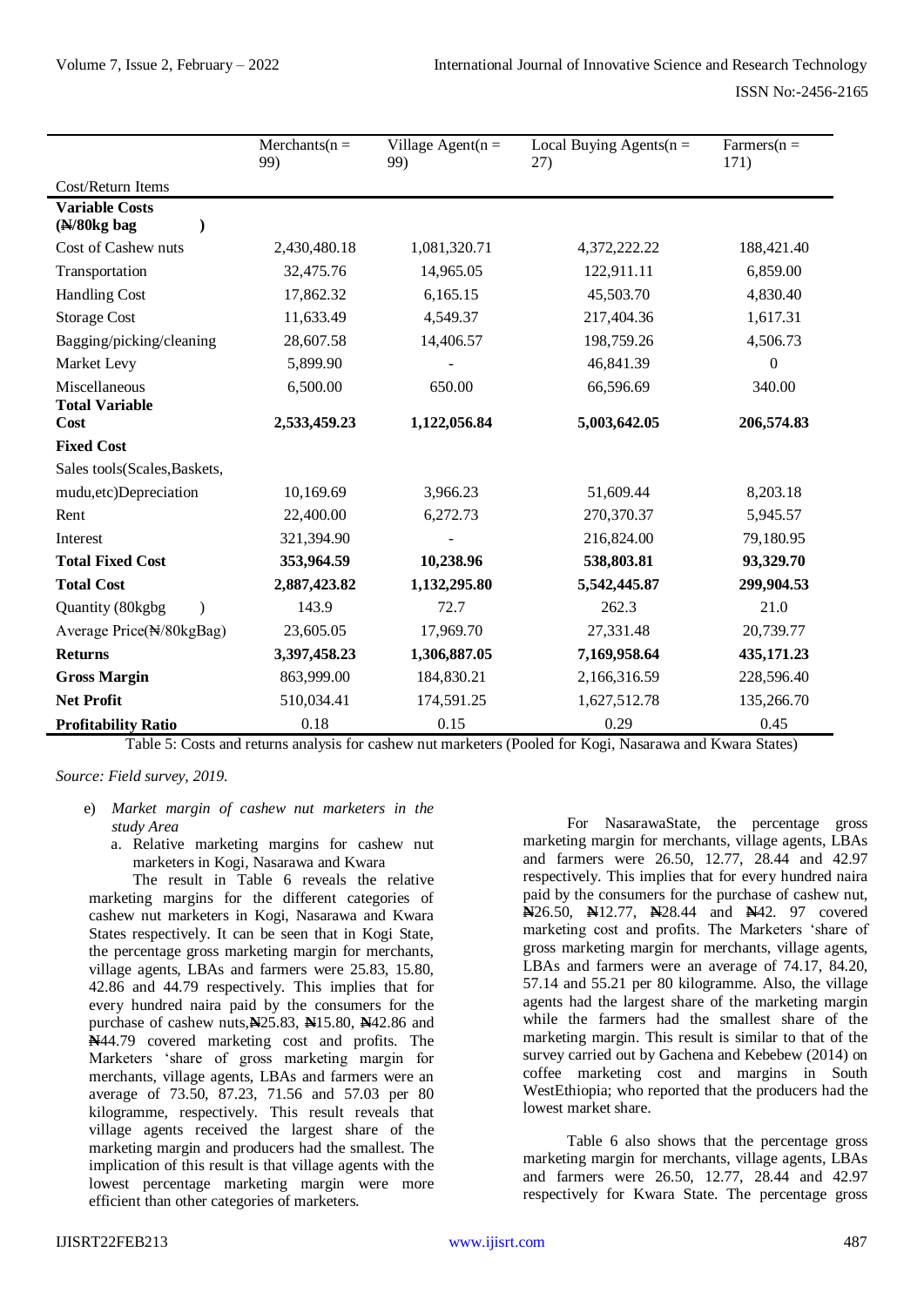| Cost/Return Items | Merchants(n = 99) | Village Agent(n = 99) | Local Buying Agents(n = 27) | Farmers(n = 171) |
|---|---|---|---|---|
| **Variable Costs (₦/80kg bag )** | | | | |
| Cost of Cashew nuts | 2,430,480.18 | 1,081,320.71 | 4,372,222.22 | 188,421.40 |
| Transportation | 32,475.76 | 14,965.05 | 122,911.11 | 6,859.00 |
| Handling Cost | 17,862.32 | 6,165.15 | 45,503.70 | 4,830.40 |
| Storage Cost | 11,633.49 | 4,549.37 | 217,404.36 | 1,617.31 |
| Bagging/picking/cleaning | 28,607.58 | 14,406.57 | 198,759.26 | 4,506.73 |
| Market Levy | 5,899.90 | - | 46,841.39 | 0 |
| Miscellaneous | 6,500.00 | 650.00 | 66,596.69 | 340.00 |
| **Total Variable Cost** | **2,533,459.23** | **1,122,056.84** | **5,003,642.05** | **206,574.83** |
| **Fixed Cost** | | | | |
| Sales tools(Scales,Baskets, mudu,etc)Depreciation | 10,169.69 | 3,966.23 | 51,609.44 | 8,203.18 |
| Rent | 22,400.00 | 6,272.73 | 270,370.37 | 5,945.57 |
| Interest | 321,394.90 | - | 216,824.00 | 79,180.95 |
| **Total Fixed Cost** | **353,964.59** | **10,238.96** | **538,803.81** | **93,329.70** |
| **Total Cost** | **2,887,423.82** | **1,132,295.80** | **5,542,445.87** | **299,904.53** |
| Quantity (80kgbg ) | 143.9 | 72.7 | 262.3 | 21.0 |
| Average Price(₦/80kgBag) | 23,605.05 | 17,969.70 | 27,331.48 | 20,739.77 |
| **Returns** | **3,397,458.23** | **1,306,887.05** | **7,169,958.64** | **435,171.23** |
| **Gross Margin** | 863,999.00 | 184,830.21 | 2,166,316.59 | 228,596.40 |
| **Net Profit** | 510,034.41 | 174,591.25 | 1,627,512.78 | 135,266.70 |
| **Profitability Ratio** | 0.18 | 0.15 | 0.29 | 0.45 |

Table 5: Costs and returns analysis for cashew nut marketers (Pooled for Kogi, Nasarawa and Kwara States)

*Source: Field survey, 2019.*

e) *Market margin of cashew nut marketers in the study Area*

a. Relative marketing margins for cashew nut marketers in Kogi, Nasarawa and Kwara

The result in Table 6 reveals the relative marketing margins for the different categories of cashew nut marketers in Kogi, Nasarawa and Kwara States respectively. It can be seen that in Kogi State, the percentage gross marketing margin for merchants, village agents, LBAs and farmers were 25.83, 15.80, 42.86 and 44.79 respectively. This implies that for every hundred naira paid by the consumers for the purchase of cashew nuts,₦25.83, ₦15.80, ₦42.86 and ₦44.79 covered marketing cost and profits. The Marketers 'share of gross marketing margin for merchants, village agents, LBAs and farmers were an average of 73.50, 87.23, 71.56 and 57.03 per 80 kilogramme, respectively. This result reveals that village agents received the largest share of the marketing margin and producers had the smallest. The implication of this result is that village agents with the lowest percentage marketing margin were more efficient than other categories of marketers.

For NasarawaState, the percentage gross marketing margin for merchants, village agents, LBAs and farmers were 26.50, 12.77, 28.44 and 42.97 respectively. This implies that for every hundred naira paid by the consumers for the purchase of cashew nut, ₦26.50, ₦12.77, ₦28.44 and ₦42. 97 covered marketing cost and profits. The Marketers 'share of gross marketing margin for merchants, village agents, LBAs and farmers were an average of 74.17, 84.20, 57.14 and 55.21 per 80 kilogramme. Also, the village agents had the largest share of the marketing margin while the farmers had the smallest share of the marketing margin. This result is similar to that of the survey carried out by Gachena and Kebebew (2014) on coffee marketing cost and margins in South WestEthiopia; who reported that the producers had the lowest market share.

Table 6 also shows that the percentage gross marketing margin for merchants, village agents, LBAs and farmers were 26.50, 12.77, 28.44 and 42.97 respectively for Kwara State. The percentage gross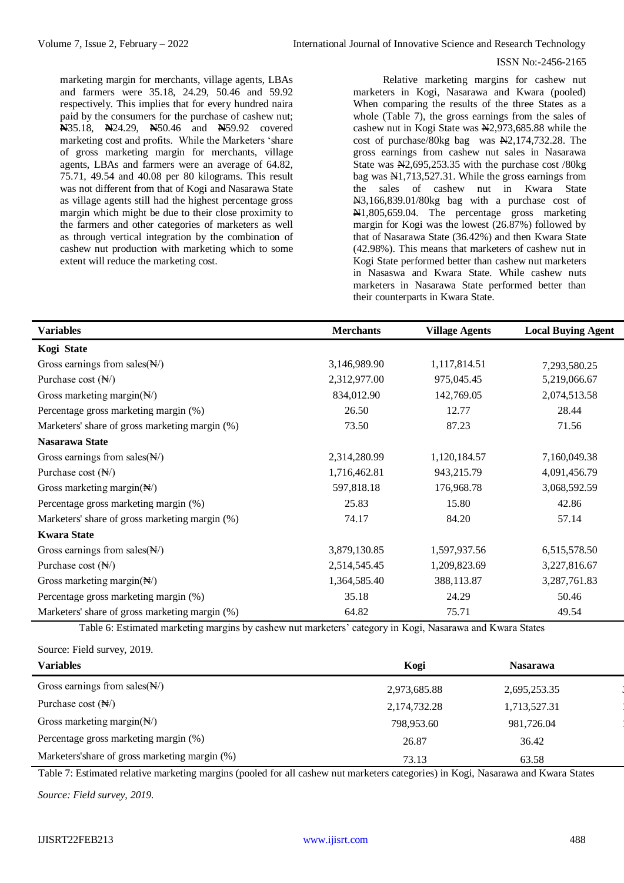marketing margin for merchants, village agents, LBAs and farmers were 35.18, 24.29, 50.46 and 59.92 respectively. This implies that for every hundred naira paid by the consumers for the purchase of cashew nut; ₦35.18, ₦24.29, ₦50.46 and ₦59.92 covered marketing cost and profits. While the Marketers 'share of gross marketing margin for merchants, village agents, LBAs and farmers were an average of 64.82, 75.71, 49.54 and 40.08 per 80 kilograms. This result was not different from that of Kogi and Nasarawa State as village agents still had the highest percentage gross margin which might be due to their close proximity to the farmers and other categories of marketers as well as through vertical integration by the combination of cashew nut production with marketing which to some extent will reduce the marketing cost.

Relative marketing margins for cashew nut marketers in Kogi, Nasarawa and Kwara (pooled) When comparing the results of the three States as a whole (Table 7), the gross earnings from the sales of cashew nut in Kogi State was ₦2,973,685.88 while the cost of purchase/80kg bag was ₦2,174,732.28. The gross earnings from cashew nut sales in Nasarawa State was ₦2,695,253.35 with the purchase cost /80kg bag was ₦1,713,527.31. While the gross earnings from the sales of cashew nut in Kwara State ₦3,166,839.01/80kg bag with a purchase cost of ₦1,805,659.04. The percentage gross marketing margin for Kogi was the lowest (26.87%) followed by that of Nasarawa State (36.42%) and then Kwara State (42.98%). This means that marketers of cashew nut in Kogi State performed better than cashew nut marketers in Nasaswa and Kwara State. While cashew nuts marketers in Nasarawa State performed better than their counterparts in Kwara State.

| Variables | Merchants | Village Agents | Local Buying Agent |
|---|---|---|---|
| **Kogi State** | | | |
| Gross earnings from sales(₦/) | 3,146,989.90 | 1,117,814.51 | 7,293,580.25 |
| Purchase cost (₦/) | 2,312,977.00 | 975,045.45 | 5,219,066.67 |
| Gross marketing margin(₦/) | 834,012.90 | 142,769.05 | 2,074,513.58 |
| Percentage gross marketing margin (%) | 26.50 | 12.77 | 28.44 |
| Marketers' share of gross marketing margin (%) | 73.50 | 87.23 | 71.56 |
| **Nasarawa State** | | | |
| Gross earnings from sales(₦/) | 2,314,280.99 | 1,120,184.57 | 7,160,049.38 |
| Purchase cost (₦/) | 1,716,462.81 | 943,215.79 | 4,091,456.79 |
| Gross marketing margin(₦/) | 597,818.18 | 176,968.78 | 3,068,592.59 |
| Percentage gross marketing margin (%) | 25.83 | 15.80 | 42.86 |
| Marketers' share of gross marketing margin (%) | 74.17 | 84.20 | 57.14 |
| **Kwara State** | | | |
| Gross earnings from sales(₦/) | 3,879,130.85 | 1,597,937.56 | 6,515,578.50 |
| Purchase cost (₦/) | 2,514,545.45 | 1,209,823.69 | 3,227,816.67 |
| Gross marketing margin(₦/) | 1,364,585.40 | 388,113.87 | 3,287,761.83 |
| Percentage gross marketing margin (%) | 35.18 | 24.29 | 50.46 |
| Marketers' share of gross marketing margin (%) | 64.82 | 75.71 | 49.54 |

Table 6: Estimated marketing margins by cashew nut marketers' category in Kogi, Nasarawa and Kwara States

Source: Field survey, 2019.

| Variables | Kogi | Nasarawa |
|---|---|---|
| Gross earnings from sales(₦/) | 2,973,685.88 | 2,695,253.35 |
| Purchase cost (₦/) | 2,174,732.28 | 1,713,527.31 |
| Gross marketing margin(₦/) | 798,953.60 | 981,726.04 |
| Percentage gross marketing margin (%) | 26.87 | 36.42 |
| Marketers'share of gross marketing margin (%) | 73.13 | 63.58 |

Table 7: Estimated relative marketing margins (pooled for all cashew nut marketers categories) in Kogi, Nasarawa and Kwara States

*Source: Field survey, 2019.*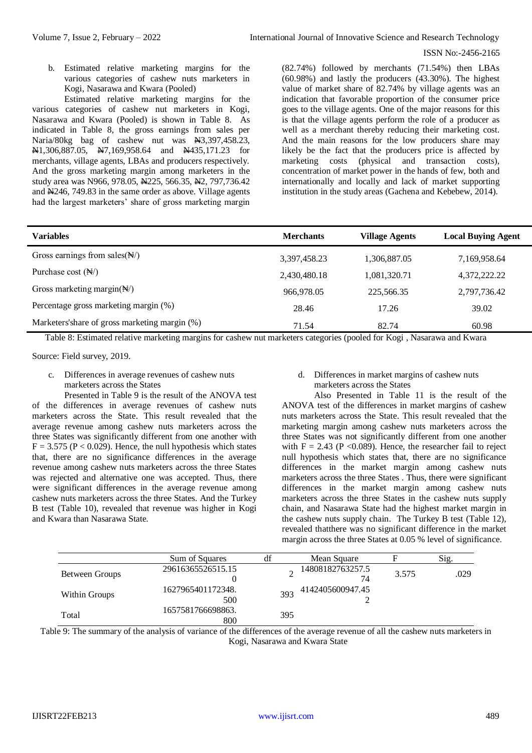b. Estimated relative marketing margins for the various categories of cashew nuts marketers in Kogi, Nasarawa and Kwara (Pooled)

Estimated relative marketing margins for the various categories of cashew nut marketers in Kogi, Nasarawa and Kwara (Pooled) is shown in Table 8. As indicated in Table 8, the gross earnings from sales per Naria/80kg bag of cashew nut was ₦3,397,458.23, ₦1,306,887.05, ₦7,169,958.64 and ₦435,171.23 for merchants, village agents, LBAs and producers respectively. And the gross marketing margin among marketers in the study area was N966, 978.05, ₦225, 566.35, ₦2, 797,736.42 and ₦246, 749.83 in the same order as above. Village agents had the largest marketers' share of gross marketing margin (82.74%) followed by merchants (71.54%) then LBAs (60.98%) and lastly the producers (43.30%). The highest value of market share of 82.74% by village agents was an indication that favorable proportion of the consumer price goes to the village agents. One of the major reasons for this is that the village agents perform the role of a producer as well as a merchant thereby reducing their marketing cost. And the main reasons for the low producers share may likely be the fact that the producers price is affected by marketing costs (physical and transaction costs), concentration of market power in the hands of few, both and internationally and locally and lack of market supporting institution in the study areas (Gachena and Kebebew, 2014).

| Variables | Merchants | Village Agents | Local Buying Agent |
|---|---|---|---|
| Gross earnings from sales(₦/) | 3,397,458.23 | 1,306,887.05 | 7,169,958.64 |
| Purchase cost (₦/) | 2,430,480.18 | 1,081,320.71 | 4,372,222.22 |
| Gross marketing margin(₦/) | 966,978.05 | 225,566.35 | 2,797,736.42 |
| Percentage gross marketing margin (%) | 28.46 | 17.26 | 39.02 |
| Marketers'share of gross marketing margin (%) | 71.54 | 82.74 | 60.98 |

Table 8: Estimated relative marketing margins for cashew nut marketers categories (pooled for Kogi , Nasarawa and Kwara

Source: Field survey, 2019.

c. Differences in average revenues of cashew nuts marketers across the States

Presented in Table 9 is the result of the ANOVA test of the differences in average revenues of cashew nuts marketers across the State. This result revealed that the average revenue among cashew nuts marketers across the three States was significantly different from one another with $F = 3.575$ ($P < 0.029$). Hence, the null hypothesis which states that, there are no significance differences in the average revenue among cashew nuts marketers across the three States was rejected and alternative one was accepted. Thus, there were significant differences in the average revenue among cashew nuts marketers across the three States. And the Turkey B test (Table 10), revealed that revenue was higher in Kogi and Kwara than Nasarawa State.

d. Differences in market margins of cashew nuts marketers across the States

Also Presented in Table 11 is the result of the ANOVA test of the differences in market margins of cashew nuts marketers across the State. This result revealed that the marketing margin among cashew nuts marketers across the three States was not significantly different from one another with $F = 2.43$ ($P < 0.089$). Hence, the researcher fail to reject null hypothesis which states that, there are no significance differences in the market margin among cashew nuts marketers across the three States . Thus, there were significant differences in the market margin among cashew nuts marketers across the three States in the cashew nuts supply chain, and Nasarawa State had the highest market margin in the cashew nuts supply chain. The Turkey B test (Table 12), revealed thatthere was no significant difference in the market margin across the three States at 0.05 % level of significance.

| | Sum of Squares | df | Mean Square | F | Sig. |
|---|---|---|---|---|---|
| Between Groups | 29616365526515.150 | 2 | 14808182763257.574 | 3.575 | .029 |
| Within Groups | 1627965401172348.500 | 393 | 4142405600947.452 | | |
| Total | 1657581766698863.800 | 395 | | | |

Table 9: The summary of the analysis of variance of the differences of the average revenue of all the cashew nuts marketers in Kogi, Nasarawa and Kwara State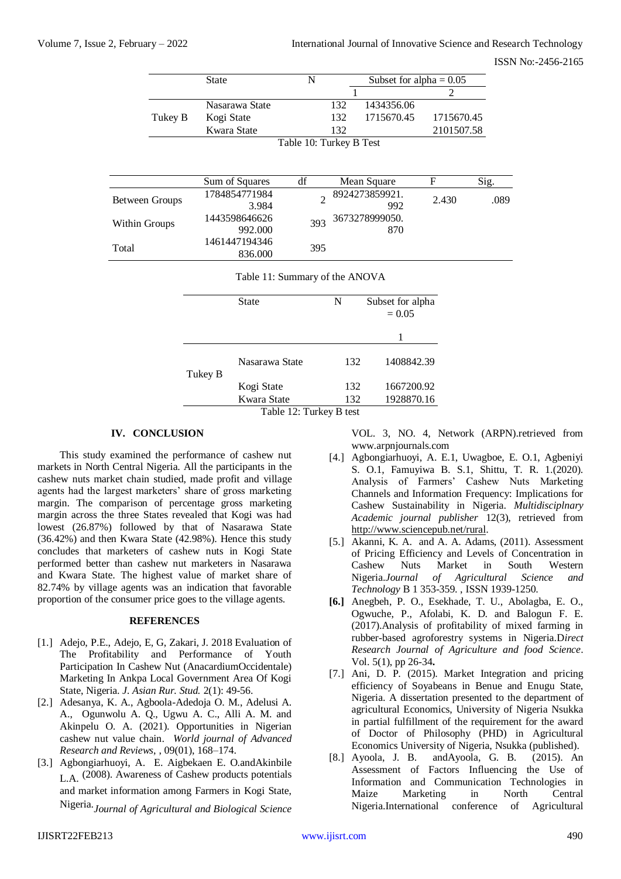| | State | N | Subset for alpha = 0.05 | |
|---|---|---|---|---|
| | | | 1 | 2 |
| Tukey B | Nasarawa State | 132 | 1434356.06 | |
| | Kogi State | 132 | 1715670.45 | 1715670.45 |
| | Kwara State | 132 | | 2101507.58 |

Table 10: Turkey B Test

| | Sum of Squares | df | Mean Square | F | Sig. |
|---|---|---|---|---|---|
| Between Groups | 17848547719843.984 | 2 | 8924273859921.992 | 2.430 | .089 |
| Within Groups | 1443598646626992.000 | 393 | 3673278999050.870 | | |
| Total | 1461447194346836.000 | 395 | | | |

Table 11: Summary of the ANOVA

| | State | N | Subset for alpha = 0.05 |
|---|---|---|---|
| | | | 1 |
| Tukey B | Nasarawa State | 132 | 1408842.39 |
| | Kogi State | 132 | 1667200.92 |
| | Kwara State | 132 | 1928870.16 |

Table 12: Turkey B test

## IV. CONCLUSION

This study examined the performance of cashew nut markets in North Central Nigeria. All the participants in the cashew nuts market chain studied, made profit and village agents had the largest marketers' share of gross marketing margin. The comparison of percentage gross marketing margin across the three States revealed that Kogi was had lowest (26.87%) followed by that of Nasarawa State (36.42%) and then Kwara State (42.98%). Hence this study concludes that marketers of cashew nuts in Kogi State performed better than cashew nut marketers in Nasarawa and Kwara State. The highest value of market share of 82.74% by village agents was an indication that favorable proportion of the consumer price goes to the village agents.

## REFERENCES

[1.] Adejo, P.E., Adejo, E, G, Zakari, J. 2018 Evaluation of The Profitability and Performance of Youth Participation In Cashew Nut (AnacardiumOccidentale) Marketing In Ankpa Local Government Area Of Kogi State, Nigeria. *J. Asian Rur. Stud.* 2(1): 49-56.

[2.] Adesanya, K. A., Agboola-Adedoja O. M., Adelusi A. A., Ogunwolu A. Q., Ugwu A. C., Alli A. M. and Akinpelu O. A. (2021). Opportunities in Nigerian cashew nut value chain. *World journal of Advanced Research and Reviews*, , 09(01), 168–174.

[3.] Agbongiarhuoyi, A. E. Aigbekaen E. O.andAkinbile L.A. (2008). Awareness of Cashew products potentials and market information among Farmers in Kogi State, Nigeria. *Journal of Agricultural and Biological Science* VOL. 3, NO. 4, Network (ARPN).retrieved from www.arpnjournals.com

[4.] Agbongiarhuoyi, A. E.1, Uwagboe, E. O.1, Agbeniyi S. O.1, Famuyiwa B. S.1, Shittu, T. R. 1.(2020). Analysis of Farmers' Cashew Nuts Marketing Channels and Information Frequency: Implications for Cashew Sustainability in Nigeria. *Multidisciplnary Academic journal publisher* 12(3), retrieved from http://www.sciencepub.net/rural.

[5.] Akanni, K. A. and A. A. Adams, (2011). Assessment of Pricing Efficiency and Levels of Concentration in Cashew Nuts Market in South Western Nigeria.*Journal of Agricultural Science and Technology* B 1 353-359. , ISSN 1939-1250.

**[6.]** Anegbeh, P. O., Esekhade, T. U., Abolagba, E. O., Ogwuche, P., Afolabi, K. D. and Balogun F. E. (2017).Analysis of profitability of mixed farming in rubber-based agroforestry systems in Nigeria.D*irect Research Journal of Agriculture and food Science*. Vol. 5(1), pp 26-34**.**

[7.] Ani, D. P. (2015). Market Integration and pricing efficiency of Soyabeans in Benue and Enugu State, Nigeria. A dissertation presented to the department of agricultural Economics, University of Nigeria Nsukka in partial fulfillment of the requirement for the award of Doctor of Philosophy (PHD) in Agricultural Economics University of Nigeria, Nsukka (published).

[8.] Ayoola, J. B. andAyoola, G. B. (2015). An Assessment of Factors Influencing the Use of Information and Communication Technologies in Maize Marketing in North Central Nigeria.International conference of Agricultural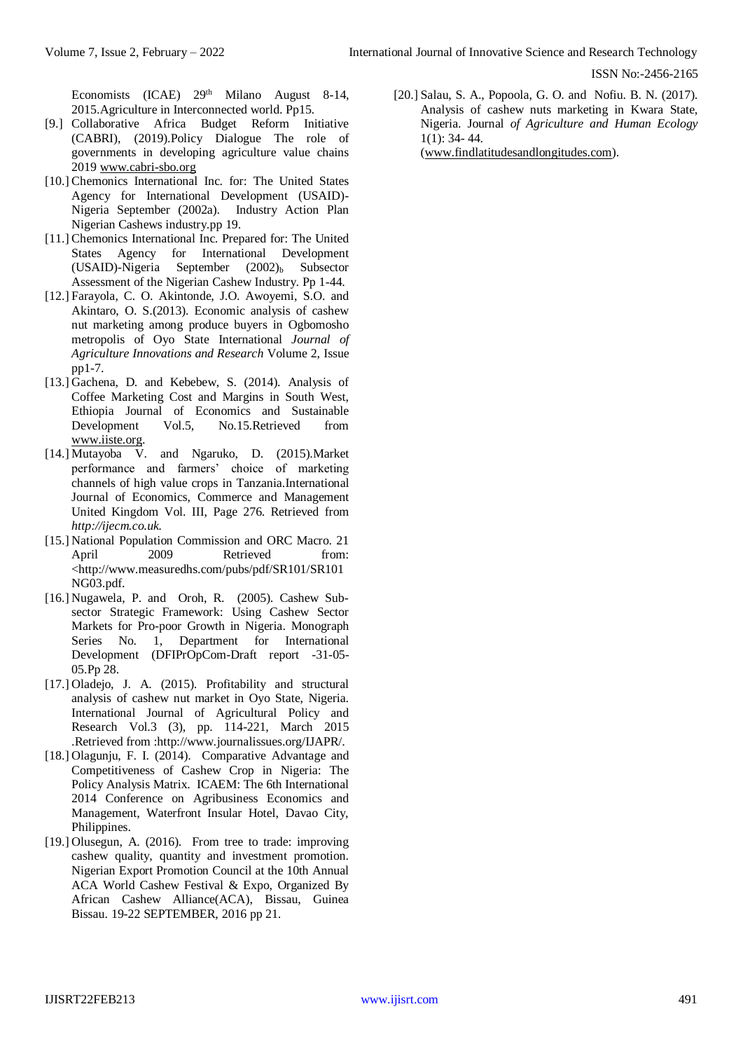Economists (ICAE) 29th Milano August 8-14, 2015.Agriculture in Interconnected world. Pp15.

[9.] Collaborative Africa Budget Reform Initiative (CABRI), (2019).Policy Dialogue The role of governments in developing agriculture value chains 2019 www.cabri-sbo.org

[10.] Chemonics International Inc. for: The United States Agency for International Development (USAID)-Nigeria September (2002a). Industry Action Plan Nigerian Cashews industry.pp 19.

[11.] Chemonics International Inc. Prepared for: The United States Agency for International Development (USAID)-Nigeria September $(2002)_b$ Subsector Assessment of the Nigerian Cashew Industry. Pp 1-44.

[12.] Farayola, C. O. Akintonde, J.O. Awoyemi, S.O. and Akintaro, O. S.(2013). Economic analysis of cashew nut marketing among produce buyers in Ogbomosho metropolis of Oyo State International *Journal of Agriculture Innovations and Research* Volume 2, Issue pp1-7.

[13.] Gachena, D. and Kebebew, S. (2014). Analysis of Coffee Marketing Cost and Margins in South West, Ethiopia Journal of Economics and Sustainable Development Vol.5, No.15.Retrieved from www.iiste.org.

[14.] Mutayoba V. and Ngaruko, D. (2015).Market performance and farmers' choice of marketing channels of high value crops in Tanzania.International Journal of Economics, Commerce and Management United Kingdom Vol. III, Page 276. Retrieved from *http://ijecm.co.uk.*

[15.] National Population Commission and ORC Macro. 21 April 2009 Retrieved from: <http://www.measuredhs.com/pubs/pdf/SR101/SR101NG03.pdf.

[16.] Nugawela, P. and Oroh, R. (2005). Cashew Sub-sector Strategic Framework: Using Cashew Sector Markets for Pro-poor Growth in Nigeria. Monograph Series No. 1, Department for International Development (DFIPrOpCom-Draft report -31-05-05.Pp 28.

[17.] Oladejo, J. A. (2015). Profitability and structural analysis of cashew nut market in Oyo State, Nigeria. International Journal of Agricultural Policy and Research Vol.3 (3), pp. 114-221, March 2015 .Retrieved from :http://www.journalissues.org/IJAPR/.

[18.] Olagunju, F. I. (2014). Comparative Advantage and Competitiveness of Cashew Crop in Nigeria: The Policy Analysis Matrix. ICAEM: The 6th International 2014 Conference on Agribusiness Economics and Management, Waterfront Insular Hotel, Davao City, Philippines.

[19.] Olusegun, A. (2016). From tree to trade: improving cashew quality, quantity and investment promotion. Nigerian Export Promotion Council at the 10th Annual ACA World Cashew Festival & Expo, Organized By African Cashew Alliance(ACA), Bissau, Guinea Bissau. 19-22 SEPTEMBER, 2016 pp 21.

[20.] Salau, S. A., Popoola, G. O. and Nofiu. B. N. (2017). Analysis of cashew nuts marketing in Kwara State, Nigeria. Journal *of Agriculture and Human Ecology* 1(1): 34- 44. (www.findlatitudesandlongitudes.com).